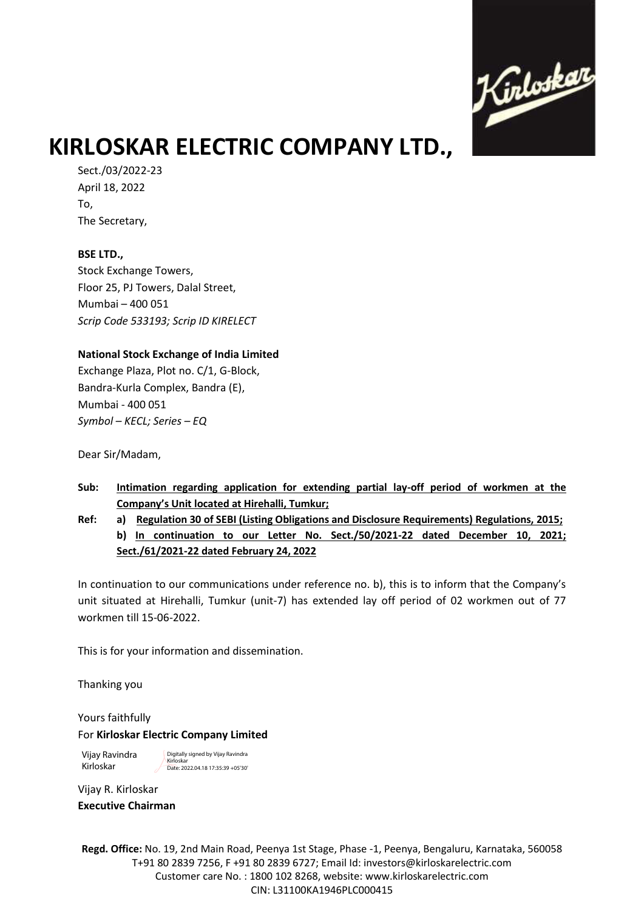# KIRLOSKAR ELECTRIC COMPANY LTD.,

Sect./03/2022-23
April 18, 2022
To,
The Secretary,

**BSE LTD.,**
Stock Exchange Towers,
Floor 25, PJ Towers, Dalal Street,
Mumbai – 400 051
*Scrip Code 533193; Scrip ID KIRELECT*

**National Stock Exchange of India Limited**
Exchange Plaza, Plot no. C/1, G-Block,
Bandra-Kurla Complex, Bandra (E),
Mumbai - 400 051
*Symbol – KECL; Series – EQ*

Dear Sir/Madam,

**Sub:** **Intimation regarding application for extending partial lay-off period of workmen at the Company's Unit located at Hirehalli, Tumkur;**

**Ref:** **a) Regulation 30 of SEBI (Listing Obligations and Disclosure Requirements) Regulations, 2015;**
**b) In continuation to our Letter No. Sect./50/2021-22 dated December 10, 2021; Sect./61/2021-22 dated February 24, 2022**

In continuation to our communications under reference no. b), this is to inform that the Company's unit situated at Hirehalli, Tumkur (unit-7) has extended lay off period of 02 workmen out of 77 workmen till 15-06-2022.

This is for your information and dissemination.

Thanking you

Yours faithfully
For **Kirloskar Electric Company Limited**

Vijay Ravindra Kirloskar
Digitally signed by Vijay Ravindra Kirloskar
Date: 2022.04.18 17:35:39 +05'30'

Vijay R. Kirloskar
**Executive Chairman**

**Regd. Office:** No. 19, 2nd Main Road, Peenya 1st Stage, Phase -1, Peenya, Bengaluru, Karnataka, 560058
T+91 80 2839 7256, F +91 80 2839 6727; Email Id: investors@kirloskarelectric.com
Customer care No. : 1800 102 8268, website: www.kirloskarelectric.com
CIN: L31100KA1946PLC000415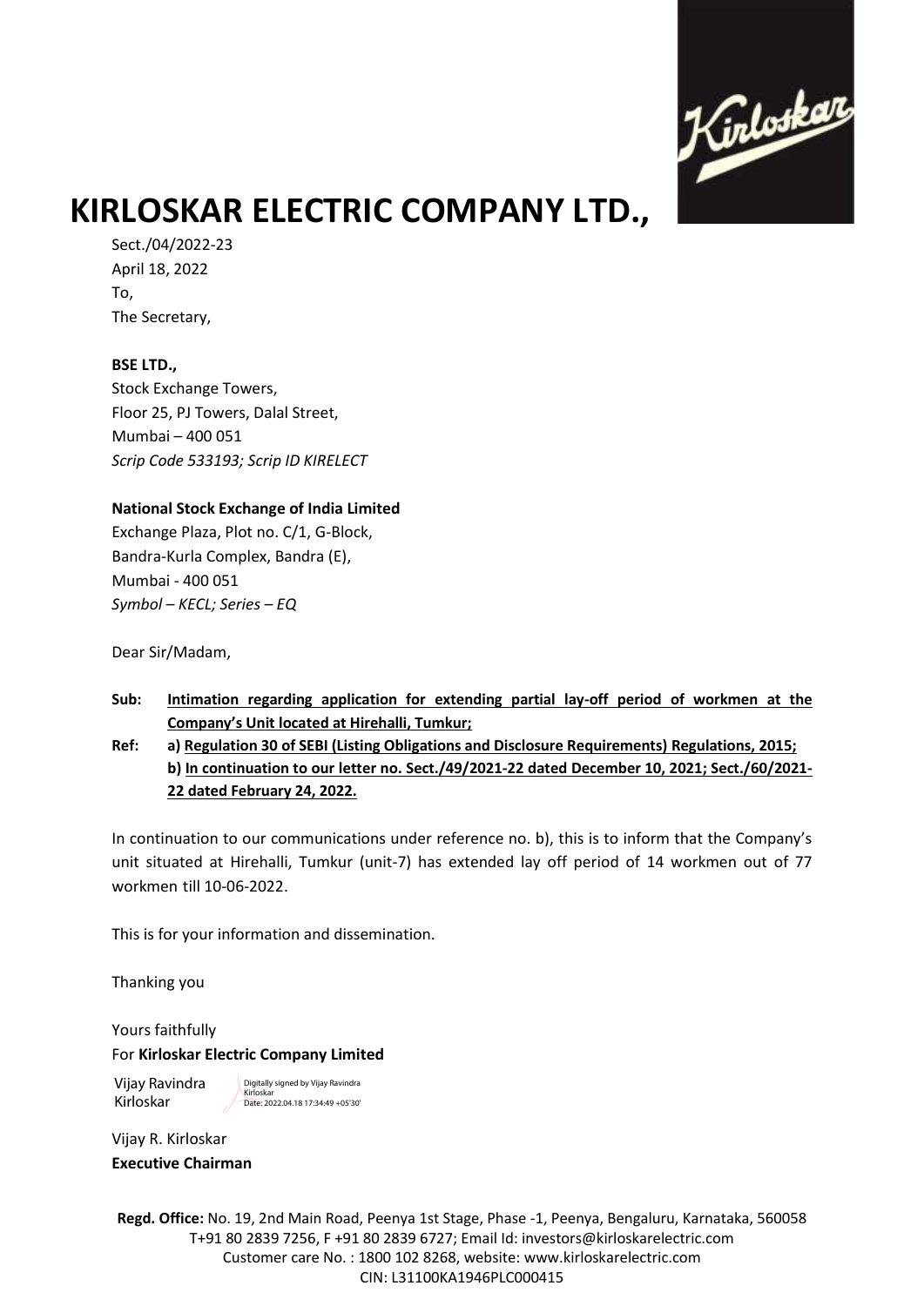# KIRLOSKAR ELECTRIC COMPANY LTD.,

Sect./04/2022-23
April 18, 2022
To,
The Secretary,

**BSE LTD.,**
Stock Exchange Towers,
Floor 25, PJ Towers, Dalal Street,
Mumbai – 400 051
*Scrip Code 533193; Scrip ID KIRELECT*

**National Stock Exchange of India Limited**
Exchange Plaza, Plot no. C/1, G-Block,
Bandra-Kurla Complex, Bandra (E),
Mumbai - 400 051
*Symbol – KECL; Series – EQ*

Dear Sir/Madam,

**Sub: Intimation regarding application for extending partial lay-off period of workmen at the Company's Unit located at Hirehalli, Tumkur;**

**Ref: a) Regulation 30 of SEBI (Listing Obligations and Disclosure Requirements) Regulations, 2015;**
**b) In continuation to our letter no. Sect./49/2021-22 dated December 10, 2021; Sect./60/2021-22 dated February 24, 2022.**

In continuation to our communications under reference no. b), this is to inform that the Company's unit situated at Hirehalli, Tumkur (unit-7) has extended lay off period of 14 workmen out of 77 workmen till 10-06-2022.

This is for your information and dissemination.

Thanking you

Yours faithfully
For **Kirloskar Electric Company Limited**

Vijay Ravindra Kirloskar
Digitally signed by Vijay Ravindra Kirloskar
Date: 2022.04.18 17:34:49 +05'30'

Vijay R. Kirloskar
**Executive Chairman**

**Regd. Office:** No. 19, 2nd Main Road, Peenya 1st Stage, Phase -1, Peenya, Bengaluru, Karnataka, 560058
T+91 80 2839 7256, F +91 80 2839 6727; Email Id: investors@kirloskarelectric.com
Customer care No. : 1800 102 8268, website: www.kirloskarelectric.com
CIN: L31100KA1946PLC000415